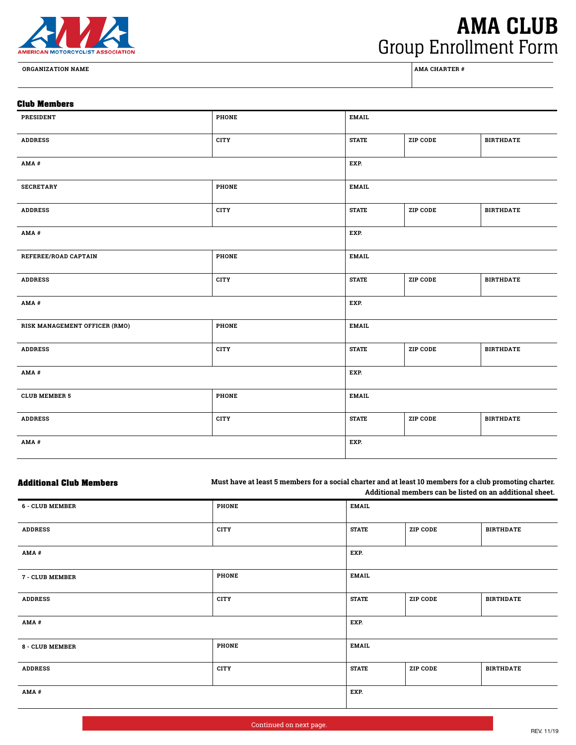AMERICAN MOTORCYCLIST ASSOCIATION

# AMA CLUB
## Group Enrollment Form

| ORGANIZATION NAME | AMA CHARTER # |
|---|---|
| | |

### Club Members

| | | | | |
|---|---|---|---|---|
| PRESIDENT | PHONE | EMAIL | | |
| ADDRESS | CITY | STATE | ZIP CODE | BIRTHDATE |
| AMA # | | EXP. | | |
| SECRETARY | PHONE | EMAIL | | |
| ADDRESS | CITY | STATE | ZIP CODE | BIRTHDATE |
| AMA # | | EXP. | | |
| REFEREE/ROAD CAPTAIN | PHONE | EMAIL | | |
| ADDRESS | CITY | STATE | ZIP CODE | BIRTHDATE |
| AMA # | | EXP. | | |
| RISK MANAGEMENT OFFICER (RMO) | PHONE | EMAIL | | |
| ADDRESS | CITY | STATE | ZIP CODE | BIRTHDATE |
| AMA # | | EXP. | | |
| CLUB MEMBER 5 | PHONE | EMAIL | | |
| ADDRESS | CITY | STATE | ZIP CODE | BIRTHDATE |
| AMA # | | EXP. | | |

### Additional Club Members

**Must have at least 5 members for a social charter and at least 10 members for a club promoting charter. Additional members can be listed on an additional sheet.**

| | | | | |
|---|---|---|---|---|
| 6 - CLUB MEMBER | PHONE | EMAIL | | |
| ADDRESS | CITY | STATE | ZIP CODE | BIRTHDATE |
| AMA # | | EXP. | | |
| 7 - CLUB MEMBER | PHONE | EMAIL | | |
| ADDRESS | CITY | STATE | ZIP CODE | BIRTHDATE |
| AMA # | | EXP. | | |
| 8 - CLUB MEMBER | PHONE | EMAIL | | |
| ADDRESS | CITY | STATE | ZIP CODE | BIRTHDATE |
| AMA # | | EXP. | | |

Continued on next page.

REV. 11/19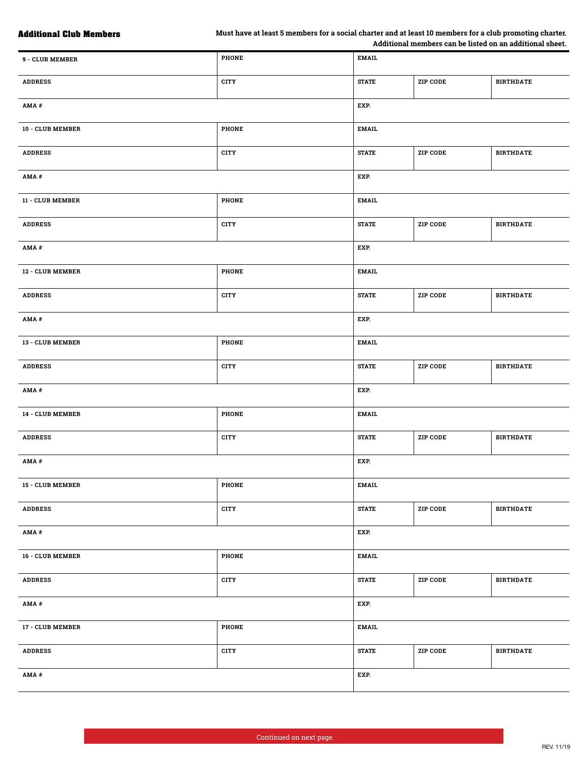## Additional Club Members

**Must have at least 5 members for a social charter and at least 10 members for a club promoting charter. Additional members can be listed on an additional sheet.**

| 9 - CLUB MEMBER | PHONE | EMAIL | | |
|---|---|---|---|---|
| ADDRESS | CITY | STATE | ZIP CODE | BIRTHDATE |
| AMA # | | EXP. | | |

| 10 - CLUB MEMBER | PHONE | EMAIL | | |
|---|---|---|---|---|
| ADDRESS | CITY | STATE | ZIP CODE | BIRTHDATE |
| AMA # | | EXP. | | |

| 11 - CLUB MEMBER | PHONE | EMAIL | | |
|---|---|---|---|---|
| ADDRESS | CITY | STATE | ZIP CODE | BIRTHDATE |
| AMA # | | EXP. | | |

| 12 - CLUB MEMBER | PHONE | EMAIL | | |
|---|---|---|---|---|
| ADDRESS | CITY | STATE | ZIP CODE | BIRTHDATE |
| AMA # | | EXP. | | |

| 13 - CLUB MEMBER | PHONE | EMAIL | | |
|---|---|---|---|---|
| ADDRESS | CITY | STATE | ZIP CODE | BIRTHDATE |
| AMA # | | EXP. | | |

| 14 - CLUB MEMBER | PHONE | EMAIL | | |
|---|---|---|---|---|
| ADDRESS | CITY | STATE | ZIP CODE | BIRTHDATE |
| AMA # | | EXP. | | |

| 15 - CLUB MEMBER | PHONE | EMAIL | | |
|---|---|---|---|---|
| ADDRESS | CITY | STATE | ZIP CODE | BIRTHDATE |
| AMA # | | EXP. | | |

| 16 - CLUB MEMBER | PHONE | EMAIL | | |
|---|---|---|---|---|
| ADDRESS | CITY | STATE | ZIP CODE | BIRTHDATE |
| AMA # | | EXP. | | |

| 17 - CLUB MEMBER | PHONE | EMAIL | | |
|---|---|---|---|---|
| ADDRESS | CITY | STATE | ZIP CODE | BIRTHDATE |
| AMA # | | EXP. | | |

Continued on next page.

REV. 11/19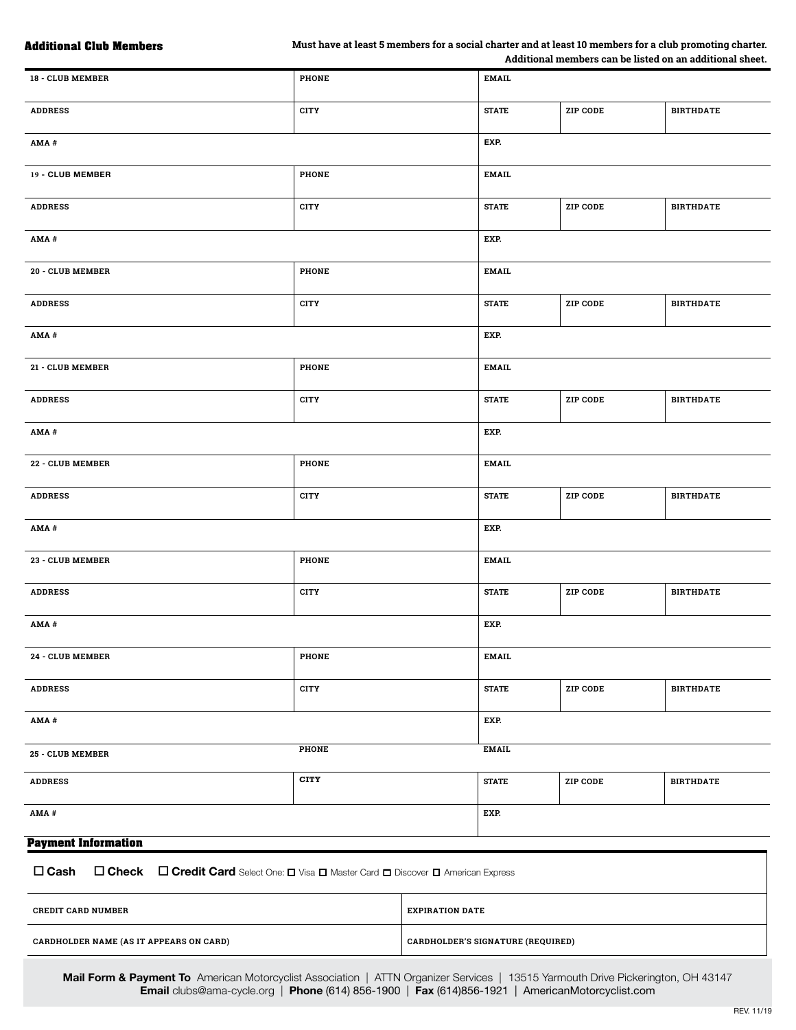## Additional Club Members

**Must have at least 5 members for a social charter and at least 10 members for a club promoting charter. Additional members can be listed on an additional sheet.**

| | | | | |
|---|---|---|---|---|
| 18 - CLUB MEMBER | PHONE | EMAIL | | |
| ADDRESS | CITY | STATE | ZIP CODE | BIRTHDATE |
| AMA # | | EXP. | | |
| 19 - CLUB MEMBER | PHONE | EMAIL | | |
| ADDRESS | CITY | STATE | ZIP CODE | BIRTHDATE |
| AMA # | | EXP. | | |
| 20 - CLUB MEMBER | PHONE | EMAIL | | |
| ADDRESS | CITY | STATE | ZIP CODE | BIRTHDATE |
| AMA # | | EXP. | | |
| 21 - CLUB MEMBER | PHONE | EMAIL | | |
| ADDRESS | CITY | STATE | ZIP CODE | BIRTHDATE |
| AMA # | | EXP. | | |
| 22 - CLUB MEMBER | PHONE | EMAIL | | |
| ADDRESS | CITY | STATE | ZIP CODE | BIRTHDATE |
| AMA # | | EXP. | | |
| 23 - CLUB MEMBER | PHONE | EMAIL | | |
| ADDRESS | CITY | STATE | ZIP CODE | BIRTHDATE |
| AMA # | | EXP. | | |
| 24 - CLUB MEMBER | PHONE | EMAIL | | |
| ADDRESS | CITY | STATE | ZIP CODE | BIRTHDATE |
| AMA # | | EXP. | | |
| 25 - CLUB MEMBER | PHONE | EMAIL | | |
| ADDRESS | CITY | STATE | ZIP CODE | BIRTHDATE |
| AMA # | | EXP. | | |

## Payment Information

☐ **Cash** ☐ **Check** ☐ **Credit Card** Select One: ☐ Visa ☐ Master Card ☐ Discover ☐ American Express

| | |
|---|---|
| CREDIT CARD NUMBER | EXPIRATION DATE |
| CARDHOLDER NAME (AS IT APPEARS ON CARD) | CARDHOLDER'S SIGNATURE (REQUIRED) |

**Mail Form & Payment To** American Motorcyclist Association | ATTN Organizer Services | 13515 Yarmouth Drive Pickerington, OH 43147
**Email** clubs@ama-cycle.org | **Phone** (614) 856-1900 | **Fax** (614)856-1921 | AmericanMotorcyclist.com

REV. 11/19